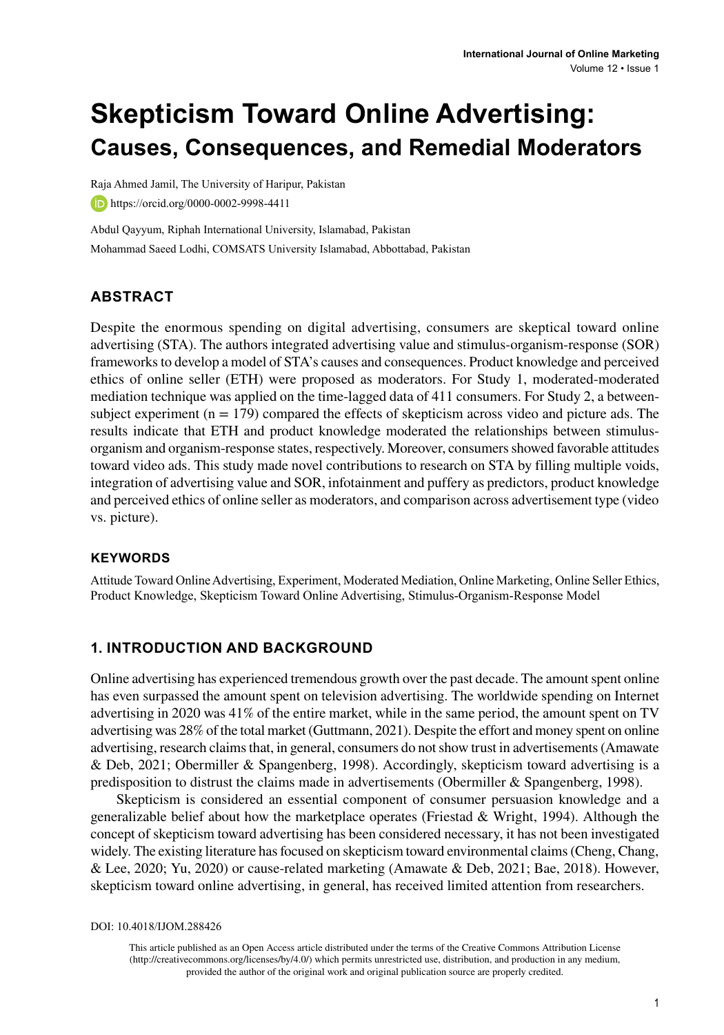# Skepticism Toward Online Advertising:
## Causes, Consequences, and Remedial Moderators

Raja Ahmed Jamil, The University of Haripur, Pakistan

https://orcid.org/0000-0002-9998-4411

Abdul Qayyum, Riphah International University, Islamabad, Pakistan

Mohammad Saeed Lodhi, COMSATS University Islamabad, Abbottabad, Pakistan

## ABSTRACT

Despite the enormous spending on digital advertising, consumers are skeptical toward online advertising (STA). The authors integrated advertising value and stimulus-organism-response (SOR) frameworks to develop a model of STA's causes and consequences. Product knowledge and perceived ethics of online seller (ETH) were proposed as moderators. For Study 1, moderated-moderated mediation technique was applied on the time-lagged data of 411 consumers. For Study 2, a between-subject experiment (n = 179) compared the effects of skepticism across video and picture ads. The results indicate that ETH and product knowledge moderated the relationships between stimulus-organism and organism-response states, respectively. Moreover, consumers showed favorable attitudes toward video ads. This study made novel contributions to research on STA by filling multiple voids, integration of advertising value and SOR, infotainment and puffery as predictors, product knowledge and perceived ethics of online seller as moderators, and comparison across advertisement type (video vs. picture).

### KEYWORDS

Attitude Toward Online Advertising, Experiment, Moderated Mediation, Online Marketing, Online Seller Ethics, Product Knowledge, Skepticism Toward Online Advertising, Stimulus-Organism-Response Model

## 1. INTRODUCTION AND BACKGROUND

Online advertising has experienced tremendous growth over the past decade. The amount spent online has even surpassed the amount spent on television advertising. The worldwide spending on Internet advertising in 2020 was 41% of the entire market, while in the same period, the amount spent on TV advertising was 28% of the total market (Guttmann, 2021). Despite the effort and money spent on online advertising, research claims that, in general, consumers do not show trust in advertisements (Amawate & Deb, 2021; Obermiller & Spangenberg, 1998). Accordingly, skepticism toward advertising is a predisposition to distrust the claims made in advertisements (Obermiller & Spangenberg, 1998).

Skepticism is considered an essential component of consumer persuasion knowledge and a generalizable belief about how the marketplace operates (Friestad & Wright, 1994). Although the concept of skepticism toward advertising has been considered necessary, it has not been investigated widely. The existing literature has focused on skepticism toward environmental claims (Cheng, Chang, & Lee, 2020; Yu, 2020) or cause-related marketing (Amawate & Deb, 2021; Bae, 2018). However, skepticism toward online advertising, in general, has received limited attention from researchers.

DOI: 10.4018/IJOM.288426

This article published as an Open Access article distributed under the terms of the Creative Commons Attribution License (http://creativecommons.org/licenses/by/4.0/) which permits unrestricted use, distribution, and production in any medium, provided the author of the original work and original publication source are properly credited.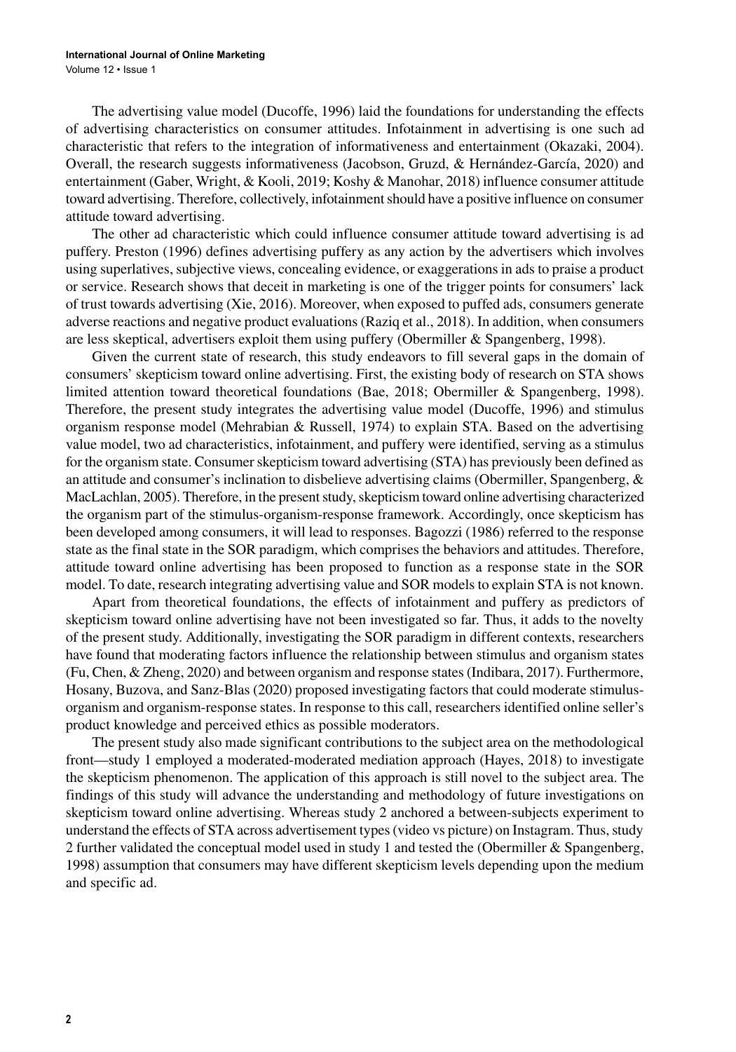The advertising value model (Ducoffe, 1996) laid the foundations for understanding the effects of advertising characteristics on consumer attitudes. Infotainment in advertising is one such ad characteristic that refers to the integration of informativeness and entertainment (Okazaki, 2004). Overall, the research suggests informativeness (Jacobson, Gruzd, & Hernández-García, 2020) and entertainment (Gaber, Wright, & Kooli, 2019; Koshy & Manohar, 2018) influence consumer attitude toward advertising. Therefore, collectively, infotainment should have a positive influence on consumer attitude toward advertising.

The other ad characteristic which could influence consumer attitude toward advertising is ad puffery. Preston (1996) defines advertising puffery as any action by the advertisers which involves using superlatives, subjective views, concealing evidence, or exaggerations in ads to praise a product or service. Research shows that deceit in marketing is one of the trigger points for consumers' lack of trust towards advertising (Xie, 2016). Moreover, when exposed to puffed ads, consumers generate adverse reactions and negative product evaluations (Raziq et al., 2018). In addition, when consumers are less skeptical, advertisers exploit them using puffery (Obermiller & Spangenberg, 1998).

Given the current state of research, this study endeavors to fill several gaps in the domain of consumers' skepticism toward online advertising. First, the existing body of research on STA shows limited attention toward theoretical foundations (Bae, 2018; Obermiller & Spangenberg, 1998). Therefore, the present study integrates the advertising value model (Ducoffe, 1996) and stimulus organism response model (Mehrabian & Russell, 1974) to explain STA. Based on the advertising value model, two ad characteristics, infotainment, and puffery were identified, serving as a stimulus for the organism state. Consumer skepticism toward advertising (STA) has previously been defined as an attitude and consumer's inclination to disbelieve advertising claims (Obermiller, Spangenberg, & MacLachlan, 2005). Therefore, in the present study, skepticism toward online advertising characterized the organism part of the stimulus-organism-response framework. Accordingly, once skepticism has been developed among consumers, it will lead to responses. Bagozzi (1986) referred to the response state as the final state in the SOR paradigm, which comprises the behaviors and attitudes. Therefore, attitude toward online advertising has been proposed to function as a response state in the SOR model. To date, research integrating advertising value and SOR models to explain STA is not known.

Apart from theoretical foundations, the effects of infotainment and puffery as predictors of skepticism toward online advertising have not been investigated so far. Thus, it adds to the novelty of the present study. Additionally, investigating the SOR paradigm in different contexts, researchers have found that moderating factors influence the relationship between stimulus and organism states (Fu, Chen, & Zheng, 2020) and between organism and response states (Indibara, 2017). Furthermore, Hosany, Buzova, and Sanz-Blas (2020) proposed investigating factors that could moderate stimulus-organism and organism-response states. In response to this call, researchers identified online seller's product knowledge and perceived ethics as possible moderators.

The present study also made significant contributions to the subject area on the methodological front—study 1 employed a moderated-moderated mediation approach (Hayes, 2018) to investigate the skepticism phenomenon. The application of this approach is still novel to the subject area. The findings of this study will advance the understanding and methodology of future investigations on skepticism toward online advertising. Whereas study 2 anchored a between-subjects experiment to understand the effects of STA across advertisement types (video vs picture) on Instagram. Thus, study 2 further validated the conceptual model used in study 1 and tested the (Obermiller & Spangenberg, 1998) assumption that consumers may have different skepticism levels depending upon the medium and specific ad.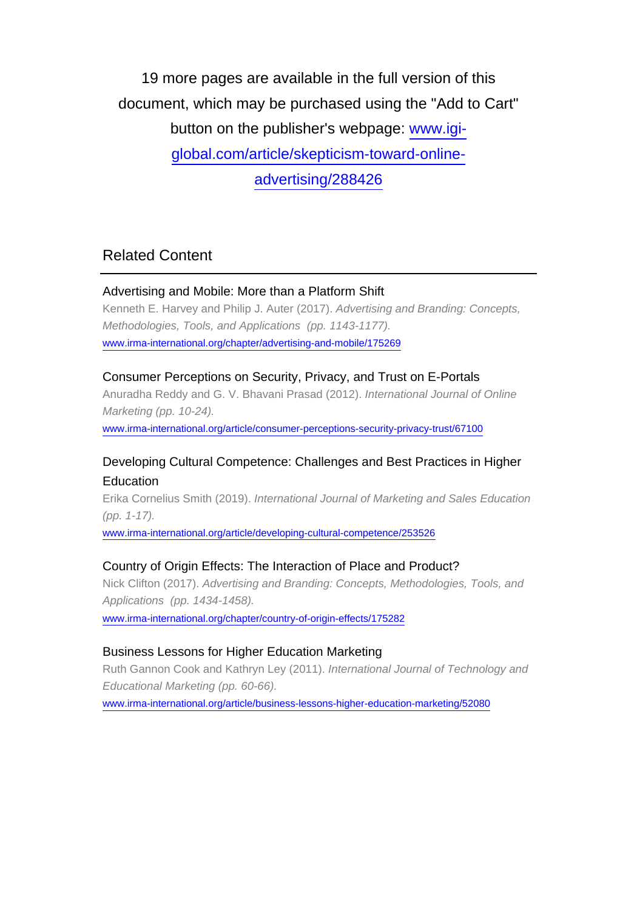19 more pages are available in the full version of this document, which may be purchased using the "Add to Cart" button on the publisher's webpage: [www.igi-global.com/article/skepticism-toward-online-advertising/288426](www.igi-global.com/article/skepticism-toward-online-advertising/288426)

## Related Content

**Advertising and Mobile: More than a Platform Shift**
Kenneth E. Harvey and Philip J. Auter (2017). *Advertising and Branding: Concepts, Methodologies, Tools, and Applications (pp. 1143-1177).*
[www.irma-international.org/chapter/advertising-and-mobile/175269](www.irma-international.org/chapter/advertising-and-mobile/175269)

**Consumer Perceptions on Security, Privacy, and Trust on E-Portals**
Anuradha Reddy and G. V. Bhavani Prasad (2012). *International Journal of Online Marketing (pp. 10-24).*
[www.irma-international.org/article/consumer-perceptions-security-privacy-trust/67100](www.irma-international.org/article/consumer-perceptions-security-privacy-trust/67100)

**Developing Cultural Competence: Challenges and Best Practices in Higher Education**
Erika Cornelius Smith (2019). *International Journal of Marketing and Sales Education (pp. 1-17).*
[www.irma-international.org/article/developing-cultural-competence/253526](www.irma-international.org/article/developing-cultural-competence/253526)

**Country of Origin Effects: The Interaction of Place and Product?**
Nick Clifton (2017). *Advertising and Branding: Concepts, Methodologies, Tools, and Applications (pp. 1434-1458).*
[www.irma-international.org/chapter/country-of-origin-effects/175282](www.irma-international.org/chapter/country-of-origin-effects/175282)

**Business Lessons for Higher Education Marketing**
Ruth Gannon Cook and Kathryn Ley (2011). *International Journal of Technology and Educational Marketing (pp. 60-66).*
[www.irma-international.org/article/business-lessons-higher-education-marketing/52080](www.irma-international.org/article/business-lessons-higher-education-marketing/52080)